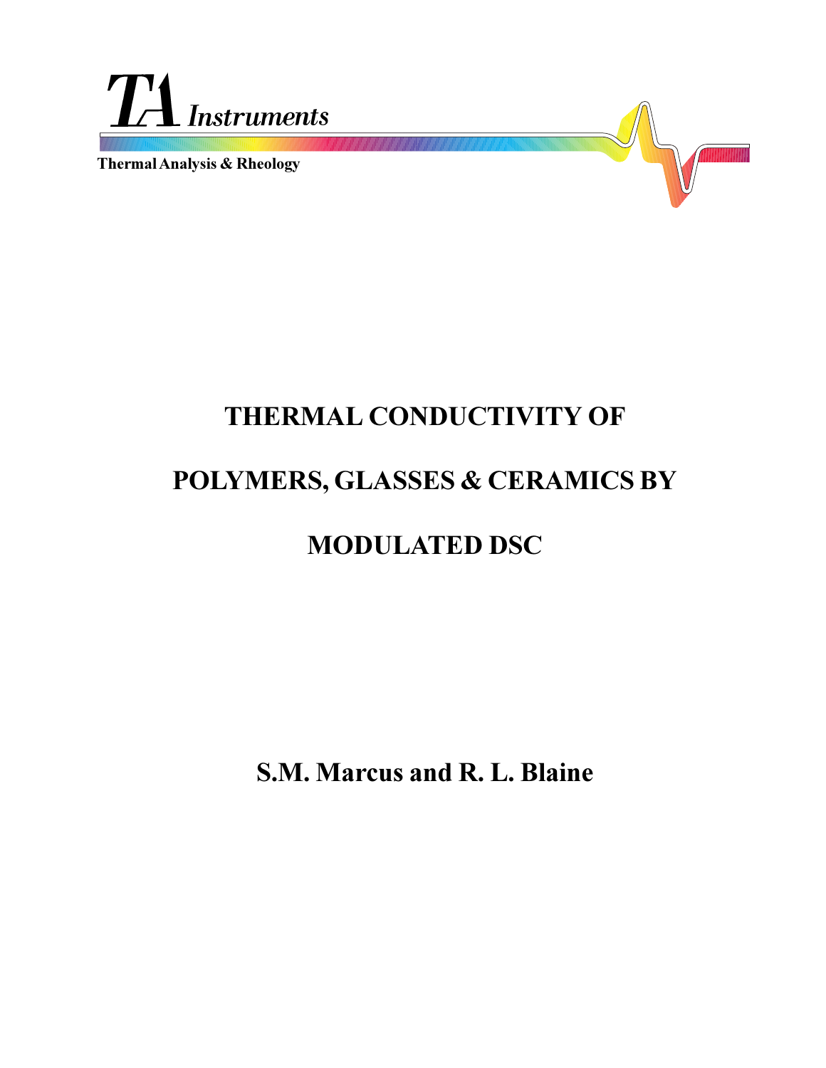TA Instruments

Thermal Analysis & Rheology

# THERMAL CONDUCTIVITY OF POLYMERS, GLASSES & CERAMICS BY MODULATED DSC

**S.M. Marcus and R. L. Blaine**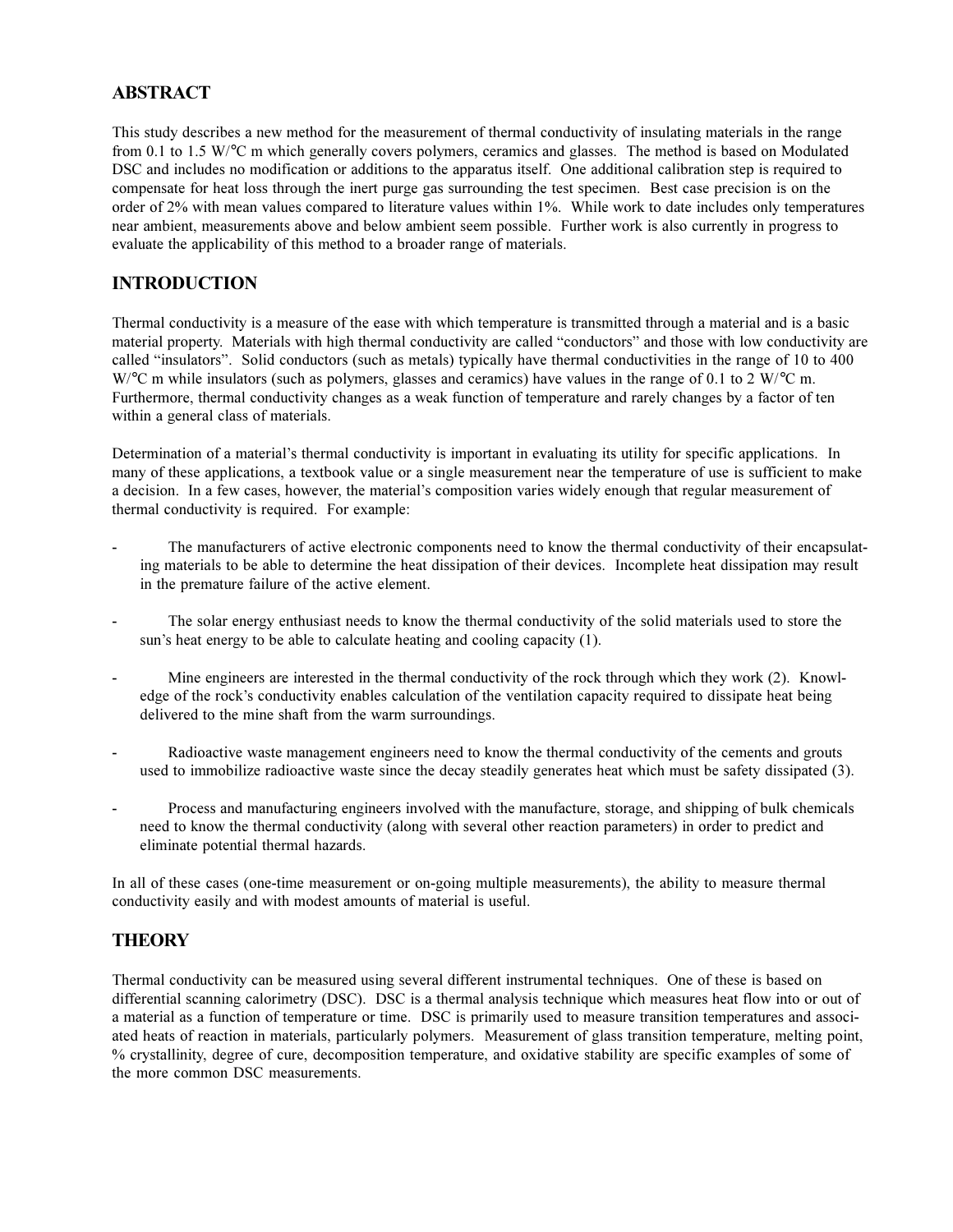## ABSTRACT

This study describes a new method for the measurement of thermal conductivity of insulating materials in the range from 0.1 to 1.5 W/°C m which generally covers polymers, ceramics and glasses. The method is based on Modulated DSC and includes no modification or additions to the apparatus itself. One additional calibration step is required to compensate for heat loss through the inert purge gas surrounding the test specimen. Best case precision is on the order of 2% with mean values compared to literature values within 1%. While work to date includes only temperatures near ambient, measurements above and below ambient seem possible. Further work is also currently in progress to evaluate the applicability of this method to a broader range of materials.

## INTRODUCTION

Thermal conductivity is a measure of the ease with which temperature is transmitted through a material and is a basic material property. Materials with high thermal conductivity are called "conductors" and those with low conductivity are called "insulators". Solid conductors (such as metals) typically have thermal conductivities in the range of 10 to 400 W/°C m while insulators (such as polymers, glasses and ceramics) have values in the range of 0.1 to 2 W/°C m. Furthermore, thermal conductivity changes as a weak function of temperature and rarely changes by a factor of ten within a general class of materials.

Determination of a material's thermal conductivity is important in evaluating its utility for specific applications. In many of these applications, a textbook value or a single measurement near the temperature of use is sufficient to make a decision. In a few cases, however, the material's composition varies widely enough that regular measurement of thermal conductivity is required. For example:

- The manufacturers of active electronic components need to know the thermal conductivity of their encapsulating materials to be able to determine the heat dissipation of their devices. Incomplete heat dissipation may result in the premature failure of the active element.

- The solar energy enthusiast needs to know the thermal conductivity of the solid materials used to store the sun's heat energy to be able to calculate heating and cooling capacity (1).

- Mine engineers are interested in the thermal conductivity of the rock through which they work (2). Knowledge of the rock's conductivity enables calculation of the ventilation capacity required to dissipate heat being delivered to the mine shaft from the warm surroundings.

- Radioactive waste management engineers need to know the thermal conductivity of the cements and grouts used to immobilize radioactive waste since the decay steadily generates heat which must be safety dissipated (3).

- Process and manufacturing engineers involved with the manufacture, storage, and shipping of bulk chemicals need to know the thermal conductivity (along with several other reaction parameters) in order to predict and eliminate potential thermal hazards.

In all of these cases (one-time measurement or on-going multiple measurements), the ability to measure thermal conductivity easily and with modest amounts of material is useful.

## THEORY

Thermal conductivity can be measured using several different instrumental techniques. One of these is based on differential scanning calorimetry (DSC). DSC is a thermal analysis technique which measures heat flow into or out of a material as a function of temperature or time. DSC is primarily used to measure transition temperatures and associated heats of reaction in materials, particularly polymers. Measurement of glass transition temperature, melting point, % crystallinity, degree of cure, decomposition temperature, and oxidative stability are specific examples of some of the more common DSC measurements.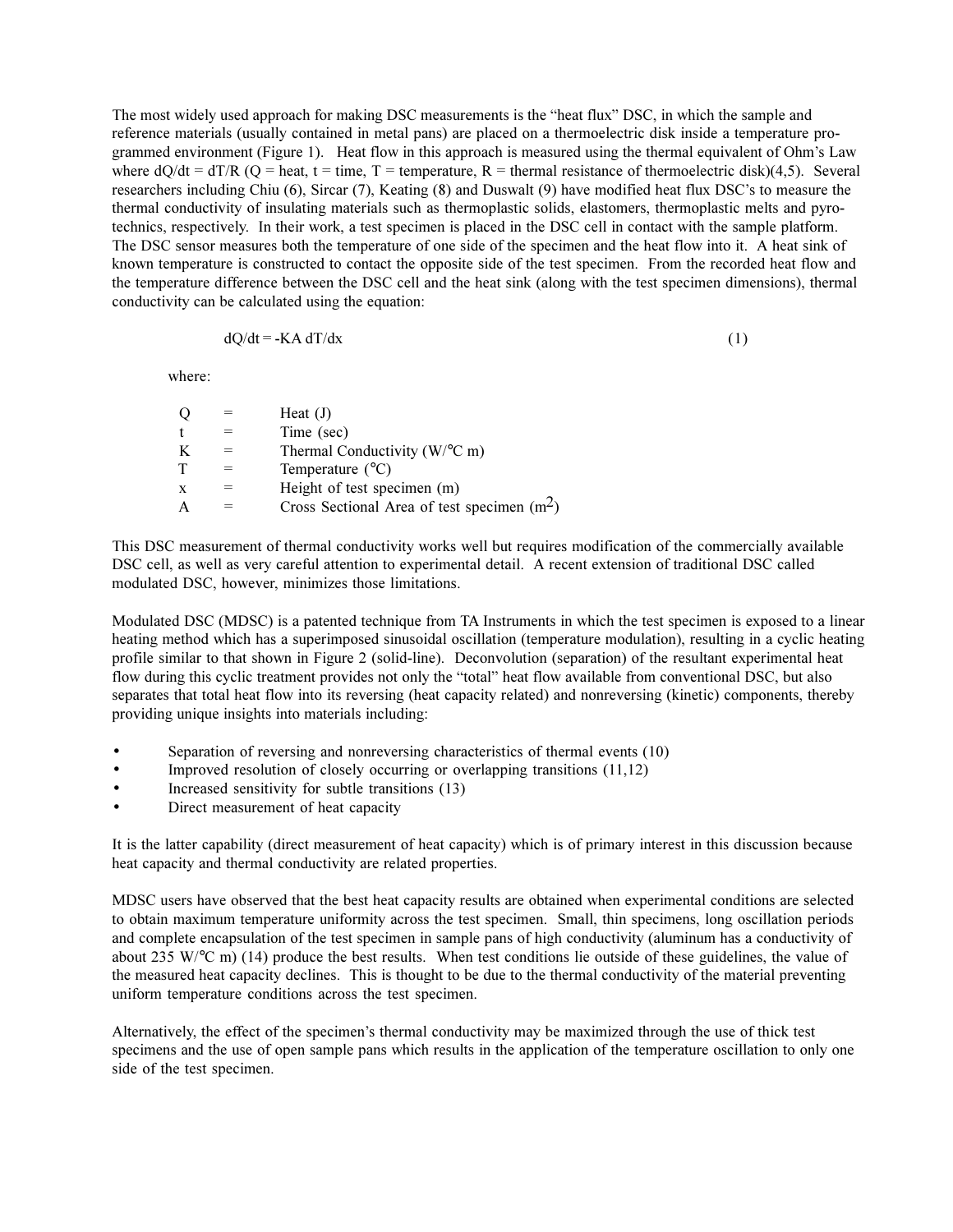The most widely used approach for making DSC measurements is the "heat flux" DSC, in which the sample and reference materials (usually contained in metal pans) are placed on a thermoelectric disk inside a temperature programmed environment (Figure 1). Heat flow in this approach is measured using the thermal equivalent of Ohm's Law where $dQ/dt = dT/R$ (Q = heat, t = time, T = temperature, R = thermal resistance of thermoelectric disk)(4,5). Several researchers including Chiu (6), Sircar (7), Keating (8) and Duswalt (9) have modified heat flux DSC's to measure the thermal conductivity of insulating materials such as thermoplastic solids, elastomers, thermoplastic melts and pyrotechnics, respectively. In their work, a test specimen is placed in the DSC cell in contact with the sample platform. The DSC sensor measures both the temperature of one side of the specimen and the heat flow into it. A heat sink of known temperature is constructed to contact the opposite side of the test specimen. From the recorded heat flow and the temperature difference between the DSC cell and the heat sink (along with the test specimen dimensions), thermal conductivity can be calculated using the equation:

$$dQ/dt = -KA\ dT/dx \qquad (1)$$

where:

| | | |
|---|---|---|
| Q | = | Heat (J) |
| t | = | Time (sec) |
| K | = | Thermal Conductivity (W/°C m) |
| T | = | Temperature (°C) |
| x | = | Height of test specimen (m) |
| A | = | Cross Sectional Area of test specimen ($m^2$) |

This DSC measurement of thermal conductivity works well but requires modification of the commercially available DSC cell, as well as very careful attention to experimental detail. A recent extension of traditional DSC called modulated DSC, however, minimizes those limitations.

Modulated DSC (MDSC) is a patented technique from TA Instruments in which the test specimen is exposed to a linear heating method which has a superimposed sinusoidal oscillation (temperature modulation), resulting in a cyclic heating profile similar to that shown in Figure 2 (solid-line). Deconvolution (separation) of the resultant experimental heat flow during this cyclic treatment provides not only the "total" heat flow available from conventional DSC, but also separates that total heat flow into its reversing (heat capacity related) and nonreversing (kinetic) components, thereby providing unique insights into materials including:

- Separation of reversing and nonreversing characteristics of thermal events (10)
- Improved resolution of closely occurring or overlapping transitions (11,12)
- Increased sensitivity for subtle transitions (13)
- Direct measurement of heat capacity

It is the latter capability (direct measurement of heat capacity) which is of primary interest in this discussion because heat capacity and thermal conductivity are related properties.

MDSC users have observed that the best heat capacity results are obtained when experimental conditions are selected to obtain maximum temperature uniformity across the test specimen. Small, thin specimens, long oscillation periods and complete encapsulation of the test specimen in sample pans of high conductivity (aluminum has a conductivity of about 235 W/°C m) (14) produce the best results. When test conditions lie outside of these guidelines, the value of the measured heat capacity declines. This is thought to be due to the thermal conductivity of the material preventing uniform temperature conditions across the test specimen.

Alternatively, the effect of the specimen's thermal conductivity may be maximized through the use of thick test specimens and the use of open sample pans which results in the application of the temperature oscillation to only one side of the test specimen.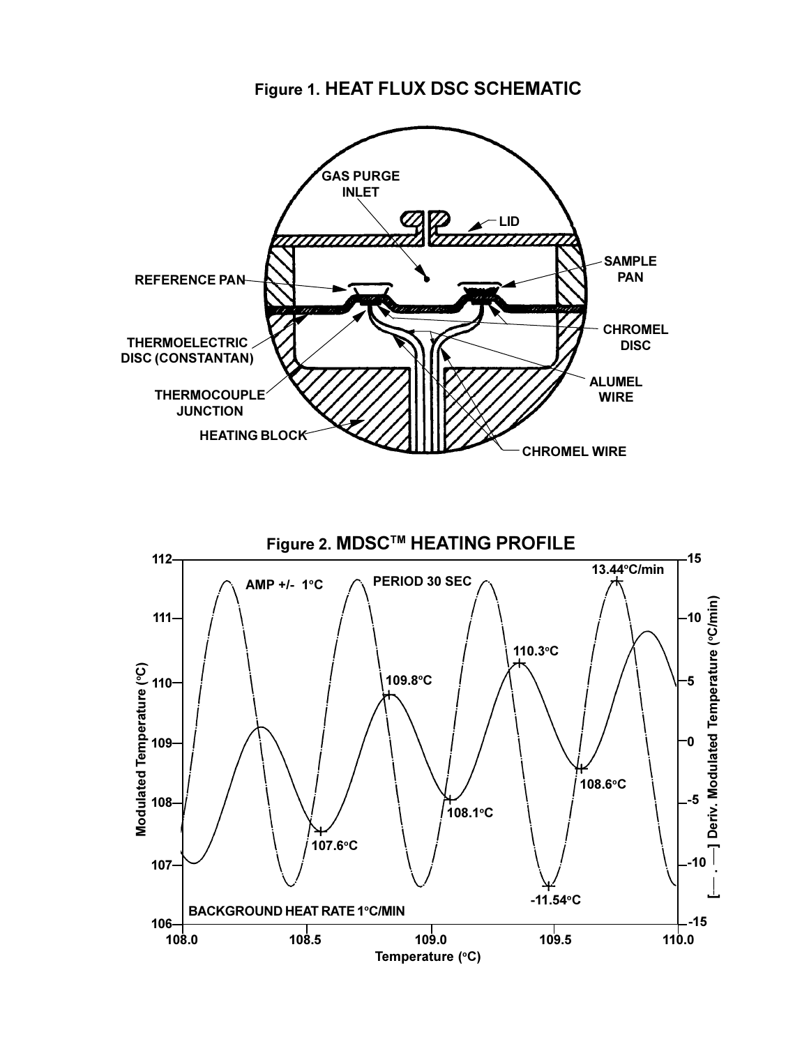**Figure 1. HEAT FLUX DSC SCHEMATIC**

**Figure 2. MDSC™ HEATING PROFILE**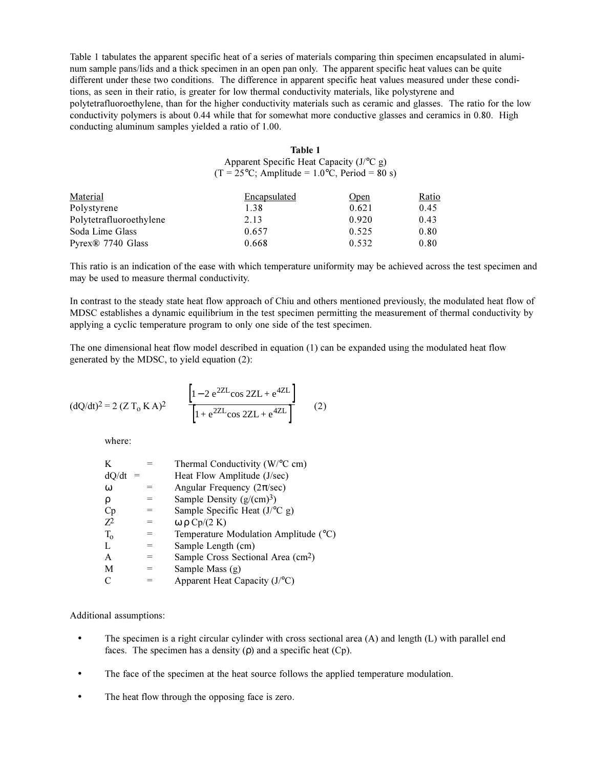Table 1 tabulates the apparent specific heat of a series of materials comparing thin specimen encapsulated in aluminum sample pans/lids and a thick specimen in an open pan only. The apparent specific heat values can be quite different under these two conditions. The difference in apparent specific heat values measured under these conditions, as seen in their ratio, is greater for low thermal conductivity materials, like polystyrene and polytetrafluoroethylene, than for the higher conductivity materials such as ceramic and glasses. The ratio for the low conductivity polymers is about 0.44 while that for somewhat more conductive glasses and ceramics in 0.80. High conducting aluminum samples yielded a ratio of 1.00.

**Table 1**
Apparent Specific Heat Capacity (J/°C g)
(T = 25°C; Amplitude = 1.0°C, Period = 80 s)

| Material | Encapsulated | Open | Ratio |
|---|---|---|---|
| Polystyrene | 1.38 | 0.621 | 0.45 |
| Polytetrafluoroethylene | 2.13 | 0.920 | 0.43 |
| Soda Lime Glass | 0.657 | 0.525 | 0.80 |
| Pyrex® 7740 Glass | 0.668 | 0.532 | 0.80 |

This ratio is an indication of the ease with which temperature uniformity may be achieved across the test specimen and may be used to measure thermal conductivity.

In contrast to the steady state heat flow approach of Chiu and others mentioned previously, the modulated heat flow of MDSC establishes a dynamic equilibrium in the test specimen permitting the measurement of thermal conductivity by applying a cyclic temperature program to only one side of the test specimen.

The one dimensional heat flow model described in equation (1) can be expanded using the modulated heat flow generated by the MDSC, to yield equation (2):

$$(dQ/dt)^2 = 2\,(Z\,T_o\,K\,A)^2 \quad \frac{\left[1 - 2\,e^{2ZL}\cos 2ZL + e^{4ZL}\right]}{\left[1 + e^{2ZL}\cos 2ZL + e^{4ZL}\right]} \qquad (2)$$

where:

| | | |
|---|---|---|
| $K$ | = | Thermal Conductivity (W/°C cm) |
| $dQ/dt$ | = | Heat Flow Amplitude (J/sec) |
| $\omega$ | = | Angular Frequency ($2\pi$/sec) |
| $\rho$ | = | Sample Density (g/(cm)$^3$) |
| $Cp$ | = | Sample Specific Heat (J/°C g) |
| $Z^2$ | = | $\omega\,\rho\,Cp/(2\,K)$ |
| $T_o$ | = | Temperature Modulation Amplitude (°C) |
| $L$ | = | Sample Length (cm) |
| $A$ | = | Sample Cross Sectional Area (cm$^2$) |
| $M$ | = | Sample Mass (g) |
| $C$ | = | Apparent Heat Capacity (J/°C) |

Additional assumptions:

- The specimen is a right circular cylinder with cross sectional area ($A$) and length ($L$) with parallel end faces. The specimen has a density ($\rho$) and a specific heat ($Cp$).
- The face of the specimen at the heat source follows the applied temperature modulation.
- The heat flow through the opposing face is zero.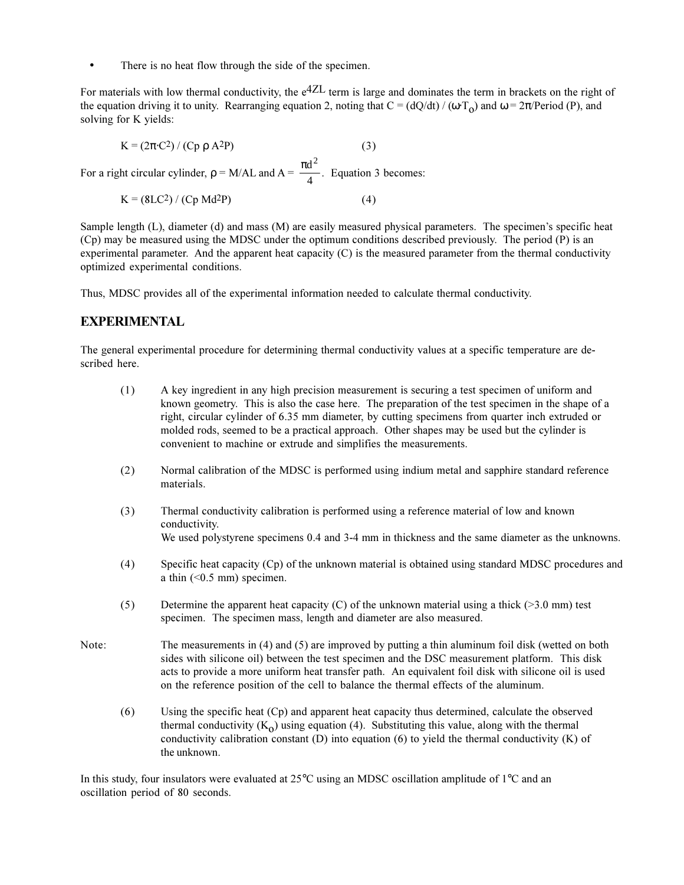- There is no heat flow through the side of the specimen.

For materials with low thermal conductivity, the $e^{4ZL}$ term is large and dominates the term in brackets on the right of the equation driving it to unity. Rearranging equation 2, noting that $C = (dQ/dt) / (\omega \cdot T_o)$ and $\omega = 2\pi/\text{Period (P)}$, and solving for K yields:

$$K = (2\pi \cdot C^2) / (Cp\ \rho\ A^2 P) \qquad (3)$$

For a right circular cylinder, $\rho = M/AL$ and $A = \frac{\pi d^2}{4}$. Equation 3 becomes:

$$K = (8LC^2) / (Cp\ Md^2 P) \qquad (4)$$

Sample length (L), diameter (d) and mass (M) are easily measured physical parameters. The specimen's specific heat (Cp) may be measured using the MDSC under the optimum conditions described previously. The period (P) is an experimental parameter. And the apparent heat capacity (C) is the measured parameter from the thermal conductivity optimized experimental conditions.

Thus, MDSC provides all of the experimental information needed to calculate thermal conductivity.

## EXPERIMENTAL

The general experimental procedure for determining thermal conductivity values at a specific temperature are described here.

(1) A key ingredient in any high precision measurement is securing a test specimen of uniform and known geometry. This is also the case here. The preparation of the test specimen in the shape of a right, circular cylinder of 6.35 mm diameter, by cutting specimens from quarter inch extruded or molded rods, seemed to be a practical approach. Other shapes may be used but the cylinder is convenient to machine or extrude and simplifies the measurements.

(2) Normal calibration of the MDSC is performed using indium metal and sapphire standard reference materials.

(3) Thermal conductivity calibration is performed using a reference material of low and known conductivity.
We used polystyrene specimens 0.4 and 3-4 mm in thickness and the same diameter as the unknowns.

(4) Specific heat capacity (Cp) of the unknown material is obtained using standard MDSC procedures and a thin (<0.5 mm) specimen.

(5) Determine the apparent heat capacity (C) of the unknown material using a thick (>3.0 mm) test specimen. The specimen mass, length and diameter are also measured.

Note: The measurements in (4) and (5) are improved by putting a thin aluminum foil disk (wetted on both sides with silicone oil) between the test specimen and the DSC measurement platform. This disk acts to provide a more uniform heat transfer path. An equivalent foil disk with silicone oil is used on the reference position of the cell to balance the thermal effects of the aluminum.

(6) Using the specific heat (Cp) and apparent heat capacity thus determined, calculate the observed thermal conductivity ($K_o$) using equation (4). Substituting this value, along with the thermal conductivity calibration constant (D) into equation (6) to yield the thermal conductivity (K) of the unknown.

In this study, four insulators were evaluated at 25°C using an MDSC oscillation amplitude of 1°C and an oscillation period of 80 seconds.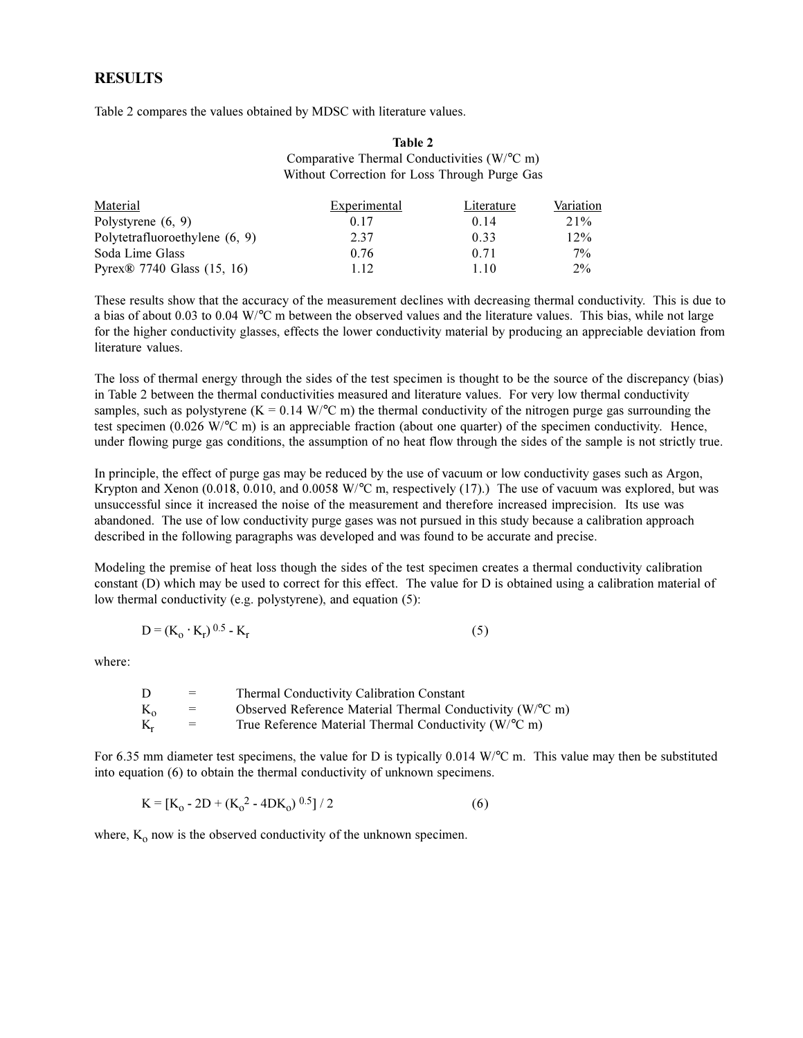## RESULTS

Table 2 compares the values obtained by MDSC with literature values.

**Table 2**
Comparative Thermal Conductivities (W/°C m)
Without Correction for Loss Through Purge Gas

| Material | Experimental | Literature | Variation |
|---|---|---|---|
| Polystyrene (6, 9) | 0.17 | 0.14 | 21% |
| Polytetrafluoroethylene (6, 9) | 2.37 | 0.33 | 12% |
| Soda Lime Glass | 0.76 | 0.71 | 7% |
| Pyrex® 7740 Glass (15, 16) | 1.12 | 1.10 | 2% |

These results show that the accuracy of the measurement declines with decreasing thermal conductivity. This is due to a bias of about 0.03 to 0.04 W/°C m between the observed values and the literature values. This bias, while not large for the higher conductivity glasses, effects the lower conductivity material by producing an appreciable deviation from literature values.

The loss of thermal energy through the sides of the test specimen is thought to be the source of the discrepancy (bias) in Table 2 between the thermal conductivities measured and literature values. For very low thermal conductivity samples, such as polystyrene (K = 0.14 W/°C m) the thermal conductivity of the nitrogen purge gas surrounding the test specimen (0.026 W/°C m) is an appreciable fraction (about one quarter) of the specimen conductivity. Hence, under flowing purge gas conditions, the assumption of no heat flow through the sides of the sample is not strictly true.

In principle, the effect of purge gas may be reduced by the use of vacuum or low conductivity gases such as Argon, Krypton and Xenon (0.018, 0.010, and 0.0058 W/°C m, respectively (17).) The use of vacuum was explored, but was unsuccessful since it increased the noise of the measurement and therefore increased imprecision. Its use was abandoned. The use of low conductivity purge gases was not pursued in this study because a calibration approach described in the following paragraphs was developed and was found to be accurate and precise.

Modeling the premise of heat loss though the sides of the test specimen creates a thermal conductivity calibration constant (D) which may be used to correct for this effect. The value for D is obtained using a calibration material of low thermal conductivity (e.g. polystyrene), and equation (5):

$$D = (K_o \cdot K_r)^{0.5} - K_r \qquad (5)$$

where:

- $D$ = Thermal Conductivity Calibration Constant
- $K_o$ = Observed Reference Material Thermal Conductivity (W/°C m)
- $K_r$ = True Reference Material Thermal Conductivity (W/°C m)

For 6.35 mm diameter test specimens, the value for D is typically 0.014 W/°C m. This value may then be substituted into equation (6) to obtain the thermal conductivity of unknown specimens.

$$K = [K_o - 2D + (K_o^2 - 4DK_o)^{0.5}] / 2 \qquad (6)$$

where, $K_o$ now is the observed conductivity of the unknown specimen.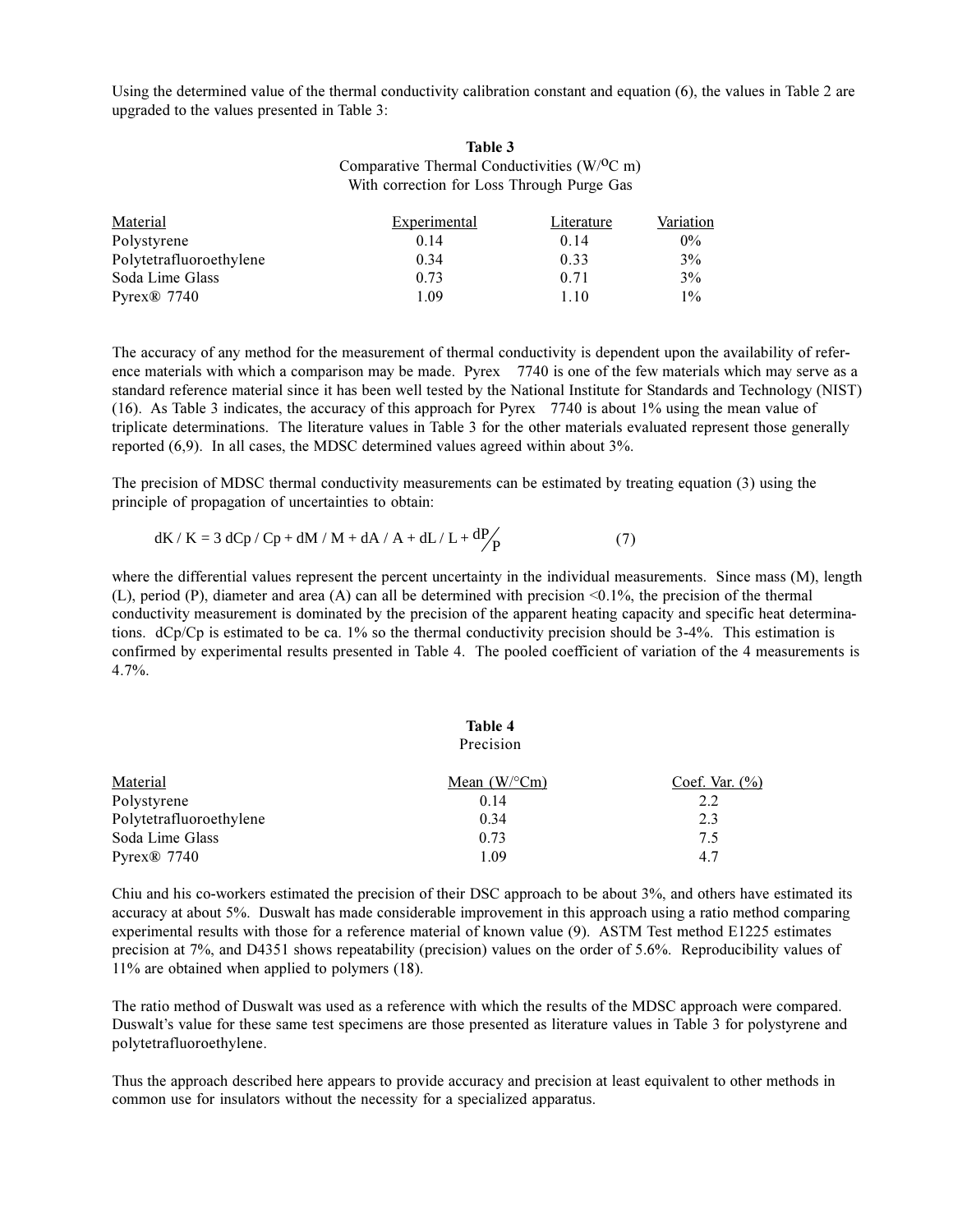Using the determined value of the thermal conductivity calibration constant and equation (6), the values in Table 2 are upgraded to the values presented in Table 3:

**Table 3**
Comparative Thermal Conductivities (W/$^{o}$C m)
With correction for Loss Through Purge Gas

| Material | Experimental | Literature | Variation |
|---|---|---|---|
| Polystyrene | 0.14 | 0.14 | 0% |
| Polytetrafluoroethylene | 0.34 | 0.33 | 3% |
| Soda Lime Glass | 0.73 | 0.71 | 3% |
| Pyrex® 7740 | 1.09 | 1.10 | 1% |

The accuracy of any method for the measurement of thermal conductivity is dependent upon the availability of reference materials with which a comparison may be made. Pyrex 7740 is one of the few materials which may serve as a standard reference material since it has been well tested by the National Institute for Standards and Technology (NIST) (16). As Table 3 indicates, the accuracy of this approach for Pyrex 7740 is about 1% using the mean value of triplicate determinations. The literature values in Table 3 for the other materials evaluated represent those generally reported (6,9). In all cases, the MDSC determined values agreed within about 3%.

The precision of MDSC thermal conductivity measurements can be estimated by treating equation (3) using the principle of propagation of uncertainties to obtain:

$$dK / K = 3\, dCp / Cp + dM / M + dA / A + dL / L + dP/P \qquad (7)$$

where the differential values represent the percent uncertainty in the individual measurements. Since mass (M), length (L), period (P), diameter and area (A) can all be determined with precision <0.1%, the precision of the thermal conductivity measurement is dominated by the precision of the apparent heating capacity and specific heat determinations. dCp/Cp is estimated to be ca. 1% so the thermal conductivity precision should be 3-4%. This estimation is confirmed by experimental results presented in Table 4. The pooled coefficient of variation of the 4 measurements is 4.7%.

**Table 4**
Precision

| Material | Mean (W/°Cm) | Coef. Var. (%) |
|---|---|---|
| Polystyrene | 0.14 | 2.2 |
| Polytetrafluoroethylene | 0.34 | 2.3 |
| Soda Lime Glass | 0.73 | 7.5 |
| Pyrex® 7740 | 1.09 | 4.7 |

Chiu and his co-workers estimated the precision of their DSC approach to be about 3%, and others have estimated its accuracy at about 5%. Duswalt has made considerable improvement in this approach using a ratio method comparing experimental results with those for a reference material of known value (9). ASTM Test method E1225 estimates precision at 7%, and D4351 shows repeatability (precision) values on the order of 5.6%. Reproducibility values of 11% are obtained when applied to polymers (18).

The ratio method of Duswalt was used as a reference with which the results of the MDSC approach were compared. Duswalt's value for these same test specimens are those presented as literature values in Table 3 for polystyrene and polytetrafluoroethylene.

Thus the approach described here appears to provide accuracy and precision at least equivalent to other methods in common use for insulators without the necessity for a specialized apparatus.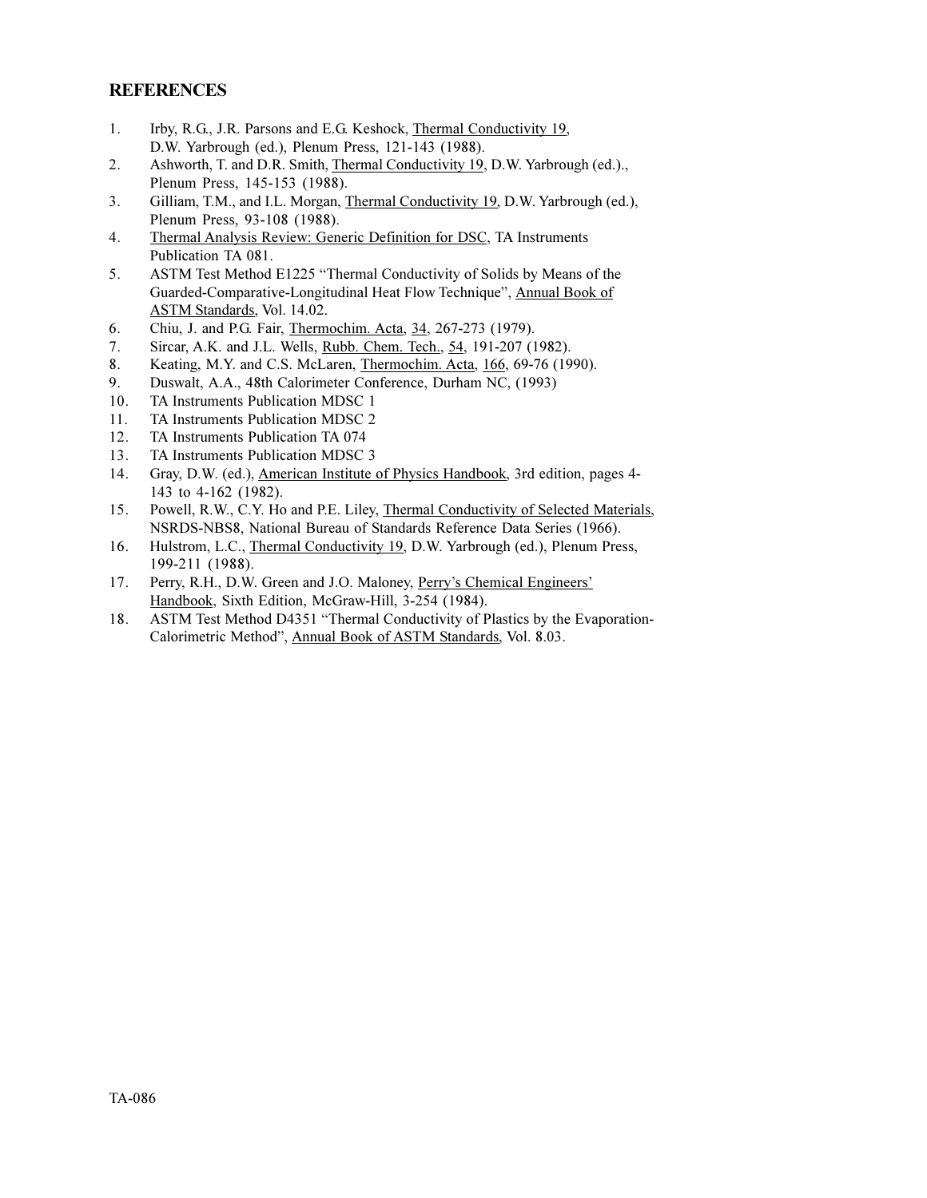## REFERENCES

1. Irby, R.G., J.R. Parsons and E.G. Keshock, Thermal Conductivity 19, D.W. Yarbrough (ed.), Plenum Press, 121-143 (1988).
2. Ashworth, T. and D.R. Smith, Thermal Conductivity 19, D.W. Yarbrough (ed.)., Plenum Press, 145-153 (1988).
3. Gilliam, T.M., and I.L. Morgan, Thermal Conductivity 19, D.W. Yarbrough (ed.), Plenum Press, 93-108 (1988).
4. Thermal Analysis Review: Generic Definition for DSC, TA Instruments Publication TA 081.
5. ASTM Test Method E1225 "Thermal Conductivity of Solids by Means of the Guarded-Comparative-Longitudinal Heat Flow Technique", Annual Book of ASTM Standards, Vol. 14.02.
6. Chiu, J. and P.G. Fair, Thermochim. Acta, 34, 267-273 (1979).
7. Sircar, A.K. and J.L. Wells, Rubb. Chem. Tech., 54, 191-207 (1982).
8. Keating, M.Y. and C.S. McLaren, Thermochim. Acta, 166, 69-76 (1990).
9. Duswalt, A.A., 48th Calorimeter Conference, Durham NC, (1993)
10. TA Instruments Publication MDSC 1
11. TA Instruments Publication MDSC 2
12. TA Instruments Publication TA 074
13. TA Instruments Publication MDSC 3
14. Gray, D.W. (ed.), American Institute of Physics Handbook, 3rd edition, pages 4-143 to 4-162 (1982).
15. Powell, R.W., C.Y. Ho and P.E. Liley, Thermal Conductivity of Selected Materials, NSRDS-NBS8, National Bureau of Standards Reference Data Series (1966).
16. Hulstrom, L.C., Thermal Conductivity 19, D.W. Yarbrough (ed.), Plenum Press, 199-211 (1988).
17. Perry, R.H., D.W. Green and J.O. Maloney, Perry's Chemical Engineers' Handbook, Sixth Edition, McGraw-Hill, 3-254 (1984).
18. ASTM Test Method D4351 "Thermal Conductivity of Plastics by the Evaporation-Calorimetric Method", Annual Book of ASTM Standards, Vol. 8.03.